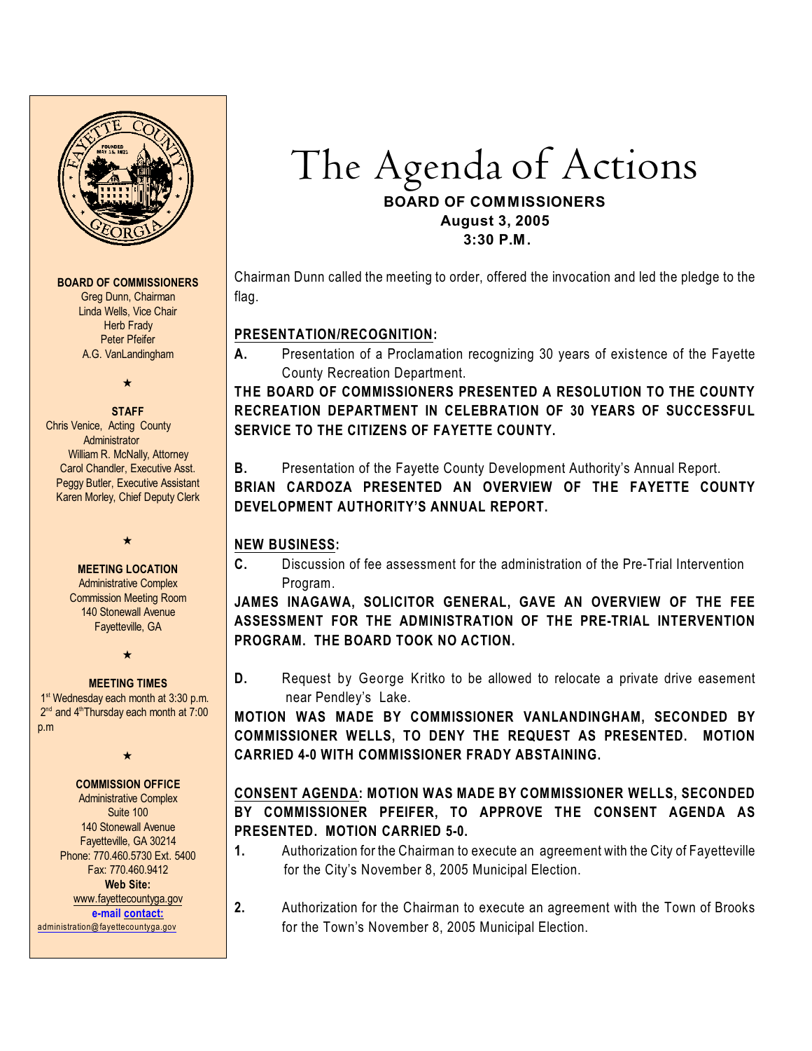# The Agenda of Actions

**BOARD OF COMMISSIONERS**
**August 3, 2005**
**3:30 P.M.**

**BOARD OF COMMISSIONERS**
Greg Dunn, Chairman
Linda Wells, Vice Chair
Herb Frady
Peter Pfeifer
A.G. VanLandingham

★

**STAFF**
Chris Venice, Acting County Administrator
William R. McNally, Attorney
Carol Chandler, Executive Asst.
Peggy Butler, Executive Assistant
Karen Morley, Chief Deputy Clerk

★

**MEETING LOCATION**
Administrative Complex
Commission Meeting Room
140 Stonewall Avenue
Fayetteville, GA

★

**MEETING TIMES**
1st Wednesday each month at 3:30 p.m.
2nd and 4th Thursday each month at 7:00 p.m

★

**COMMISSION OFFICE**
Administrative Complex
Suite 100
140 Stonewall Avenue
Fayetteville, GA 30214
Phone: 770.460.5730 Ext. 5400
Fax: 770.460.9412
**Web Site:**
www.fayettecountyga.gov
**e-mail contact:**
administration@fayettecountyga.gov

Chairman Dunn called the meeting to order, offered the invocation and led the pledge to the flag.

**PRESENTATION/RECOGNITION:**

**A.** Presentation of a Proclamation recognizing 30 years of existence of the Fayette County Recreation Department.

**THE BOARD OF COMMISSIONERS PRESENTED A RESOLUTION TO THE COUNTY RECREATION DEPARTMENT IN CELEBRATION OF 30 YEARS OF SUCCESSFUL SERVICE TO THE CITIZENS OF FAYETTE COUNTY.**

**B.** Presentation of the Fayette County Development Authority's Annual Report.

**BRIAN CARDOZA PRESENTED AN OVERVIEW OF THE FAYETTE COUNTY DEVELOPMENT AUTHORITY'S ANNUAL REPORT.**

**NEW BUSINESS:**

**C.** Discussion of fee assessment for the administration of the Pre-Trial Intervention Program.

**JAMES INAGAWA, SOLICITOR GENERAL, GAVE AN OVERVIEW OF THE FEE ASSESSMENT FOR THE ADMINISTRATION OF THE PRE-TRIAL INTERVENTION PROGRAM. THE BOARD TOOK NO ACTION.**

**D.** Request by George Kritko to be allowed to relocate a private drive easement near Pendley's Lake.

**MOTION WAS MADE BY COMMISSIONER VANLANDINGHAM, SECONDED BY COMMISSIONER WELLS, TO DENY THE REQUEST AS PRESENTED. MOTION CARRIED 4-0 WITH COMMISSIONER FRADY ABSTAINING.**

**CONSENT AGENDA: MOTION WAS MADE BY COMMISSIONER WELLS, SECONDED BY COMMISSIONER PFEIFER, TO APPROVE THE CONSENT AGENDA AS PRESENTED. MOTION CARRIED 5-0.**

1. Authorization for the Chairman to execute an agreement with the City of Fayetteville for the City's November 8, 2005 Municipal Election.
2. Authorization for the Chairman to execute an agreement with the Town of Brooks for the Town's November 8, 2005 Municipal Election.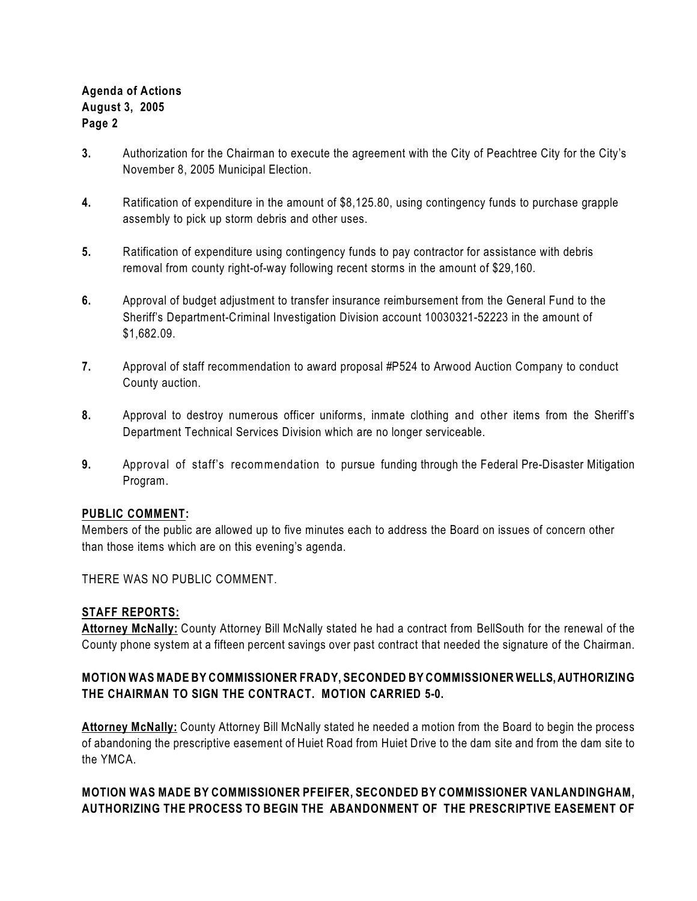3. Authorization for the Chairman to execute the agreement with the City of Peachtree City for the City's November 8, 2005 Municipal Election.

4. Ratification of expenditure in the amount of $8,125.80, using contingency funds to purchase grapple assembly to pick up storm debris and other uses.

5. Ratification of expenditure using contingency funds to pay contractor for assistance with debris removal from county right-of-way following recent storms in the amount of $29,160.

6. Approval of budget adjustment to transfer insurance reimbursement from the General Fund to the Sheriff's Department-Criminal Investigation Division account 10030321-52223 in the amount of $1,682.09.

7. Approval of staff recommendation to award proposal #P524 to Arwood Auction Company to conduct County auction.

8. Approval to destroy numerous officer uniforms, inmate clothing and other items from the Sheriff's Department Technical Services Division which are no longer serviceable.

9. Approval of staff's recommendation to pursue funding through the Federal Pre-Disaster Mitigation Program.

**PUBLIC COMMENT:**

Members of the public are allowed up to five minutes each to address the Board on issues of concern other than those items which are on this evening's agenda.

THERE WAS NO PUBLIC COMMENT.

**STAFF REPORTS:**

**Attorney McNally:** County Attorney Bill McNally stated he had a contract from BellSouth for the renewal of the County phone system at a fifteen percent savings over past contract that needed the signature of the Chairman.

**MOTION WAS MADE BY COMMISSIONER FRADY, SECONDED BY COMMISSIONER WELLS, AUTHORIZING THE CHAIRMAN TO SIGN THE CONTRACT. MOTION CARRIED 5-0.**

**Attorney McNally:** County Attorney Bill McNally stated he needed a motion from the Board to begin the process of abandoning the prescriptive easement of Huiet Road from Huiet Drive to the dam site and from the dam site to the YMCA.

**MOTION WAS MADE BY COMMISSIONER PFEIFER, SECONDED BY COMMISSIONER VANLANDINGHAM, AUTHORIZING THE PROCESS TO BEGIN THE ABANDONMENT OF THE PRESCRIPTIVE EASEMENT OF**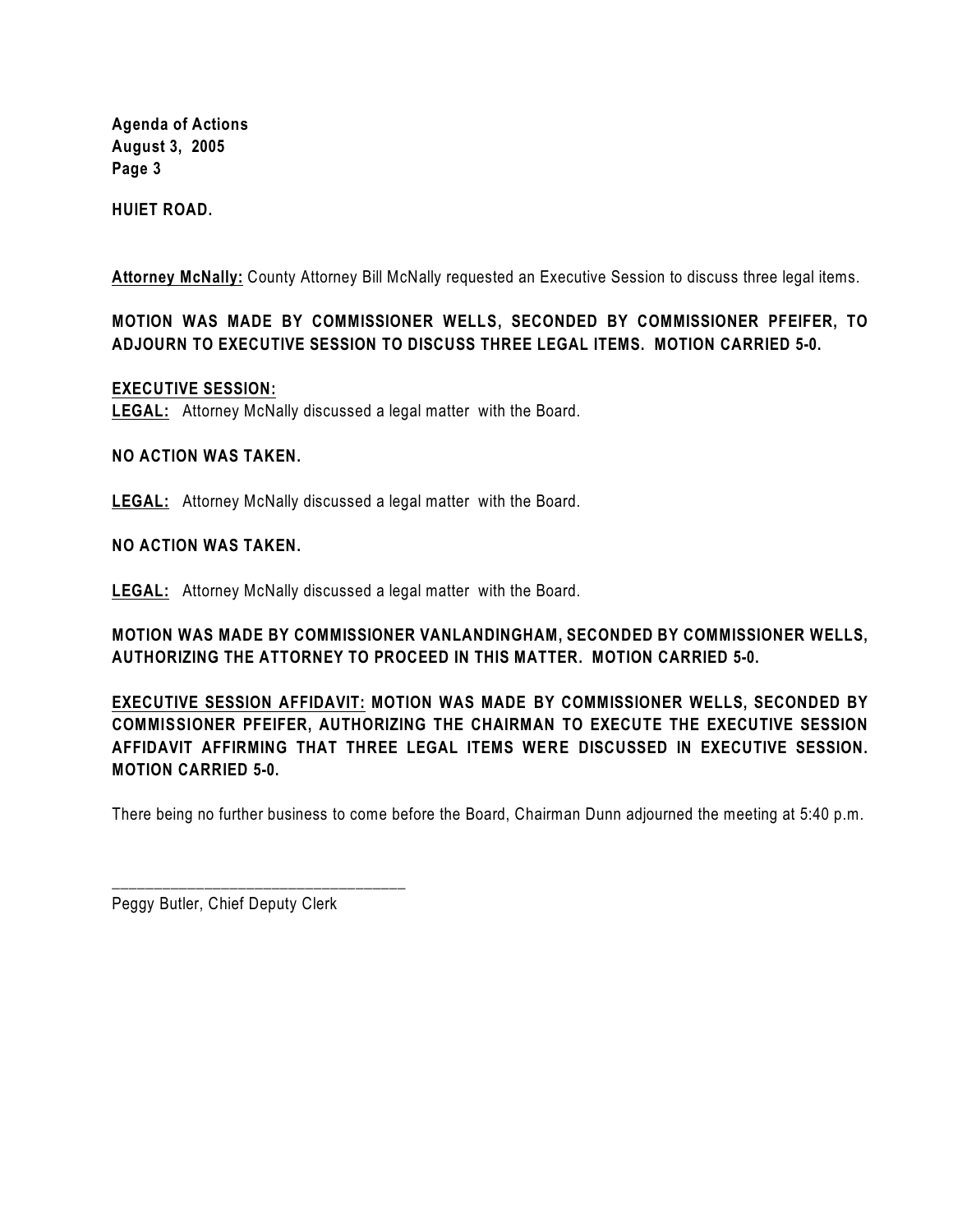**HUIET ROAD.**

**Attorney McNally:** County Attorney Bill McNally requested an Executive Session to discuss three legal items.

**MOTION WAS MADE BY COMMISSIONER WELLS, SECONDED BY COMMISSIONER PFEIFER, TO ADJOURN TO EXECUTIVE SESSION TO DISCUSS THREE LEGAL ITEMS. MOTION CARRIED 5-0.**

**EXECUTIVE SESSION:**

**LEGAL:** Attorney McNally discussed a legal matter with the Board.

**NO ACTION WAS TAKEN.**

**LEGAL:** Attorney McNally discussed a legal matter with the Board.

**NO ACTION WAS TAKEN.**

**LEGAL:** Attorney McNally discussed a legal matter with the Board.

**MOTION WAS MADE BY COMMISSIONER VANLANDINGHAM, SECONDED BY COMMISSIONER WELLS, AUTHORIZING THE ATTORNEY TO PROCEED IN THIS MATTER. MOTION CARRIED 5-0.**

**EXECUTIVE SESSION AFFIDAVIT: MOTION WAS MADE BY COMMISSIONER WELLS, SECONDED BY COMMISSIONER PFEIFER, AUTHORIZING THE CHAIRMAN TO EXECUTE THE EXECUTIVE SESSION AFFIDAVIT AFFIRMING THAT THREE LEGAL ITEMS WERE DISCUSSED IN EXECUTIVE SESSION. MOTION CARRIED 5-0.**

There being no further business to come before the Board, Chairman Dunn adjourned the meeting at 5:40 p.m.

\_\_\_\_\_\_\_\_\_\_\_\_\_\_\_\_\_\_\_\_\_\_\_\_\_\_\_\_\_\_\_\_\_\_

Peggy Butler, Chief Deputy Clerk